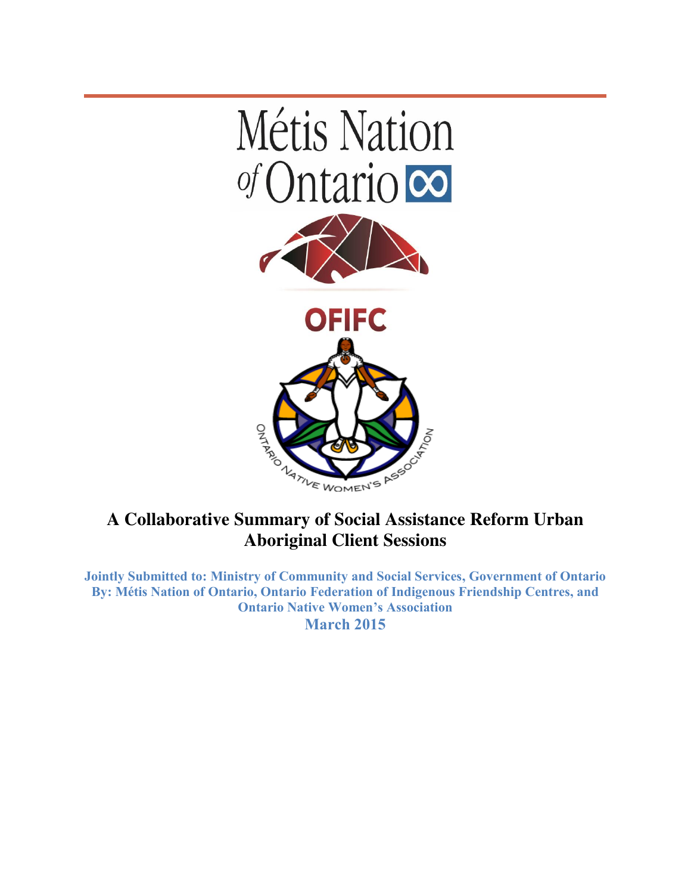Métis Nation of Ontario

OFIFC

ONTARIO NATIVE WOMEN'S ASSOCIATION

# A Collaborative Summary of Social Assistance Reform Urban Aboriginal Client Sessions

**Jointly Submitted to: Ministry of Community and Social Services, Government of Ontario**
**By: Métis Nation of Ontario, Ontario Federation of Indigenous Friendship Centres, and Ontario Native Women's Association**

**March 2015**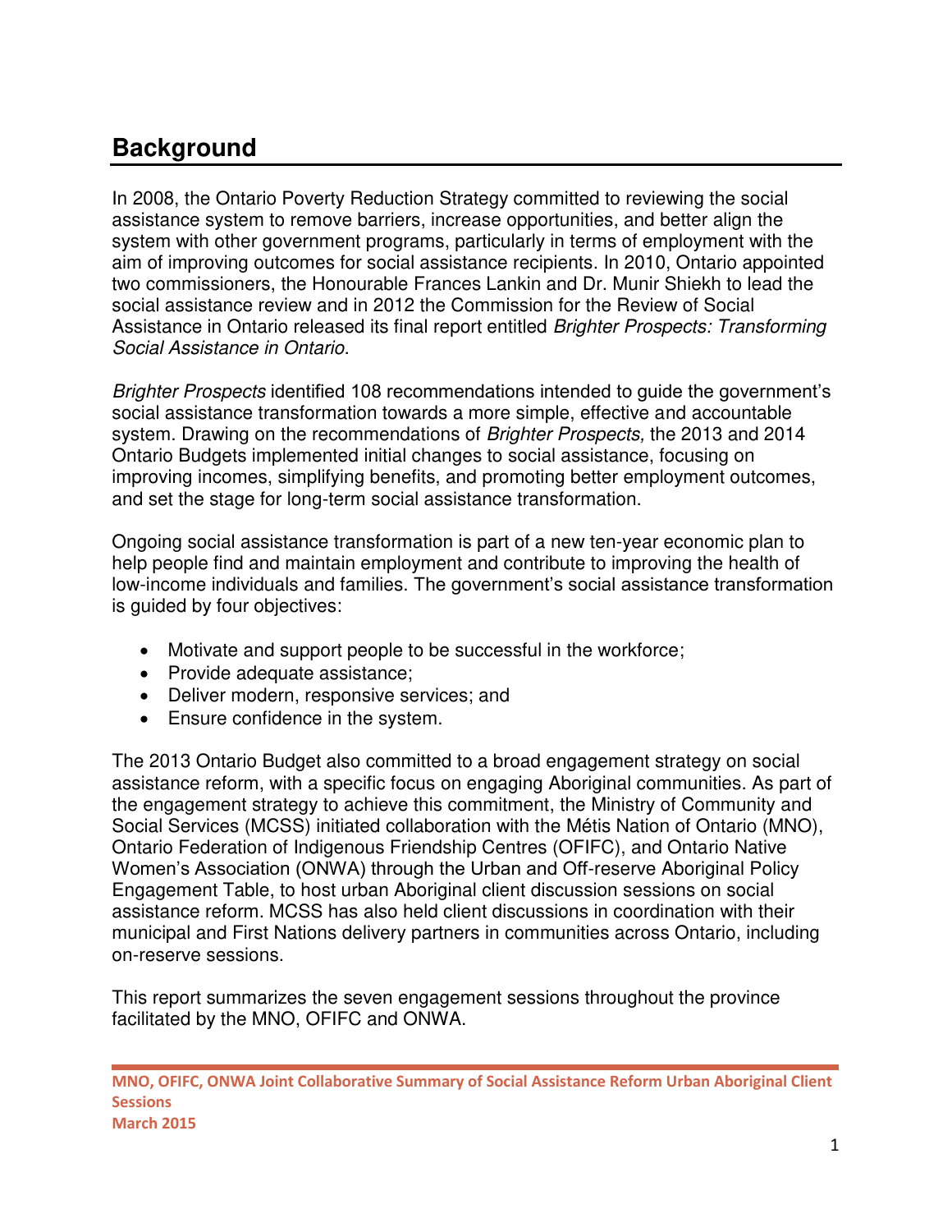## Background

In 2008, the Ontario Poverty Reduction Strategy committed to reviewing the social assistance system to remove barriers, increase opportunities, and better align the system with other government programs, particularly in terms of employment with the aim of improving outcomes for social assistance recipients. In 2010, Ontario appointed two commissioners, the Honourable Frances Lankin and Dr. Munir Shiekh to lead the social assistance review and in 2012 the Commission for the Review of Social Assistance in Ontario released its final report entitled *Brighter Prospects: Transforming Social Assistance in Ontario*.

*Brighter Prospects* identified 108 recommendations intended to guide the government's social assistance transformation towards a more simple, effective and accountable system. Drawing on the recommendations of *Brighter Prospects,* the 2013 and 2014 Ontario Budgets implemented initial changes to social assistance, focusing on improving incomes, simplifying benefits, and promoting better employment outcomes, and set the stage for long-term social assistance transformation.

Ongoing social assistance transformation is part of a new ten-year economic plan to help people find and maintain employment and contribute to improving the health of low-income individuals and families. The government's social assistance transformation is guided by four objectives:

- Motivate and support people to be successful in the workforce;
- Provide adequate assistance;
- Deliver modern, responsive services; and
- Ensure confidence in the system.

The 2013 Ontario Budget also committed to a broad engagement strategy on social assistance reform, with a specific focus on engaging Aboriginal communities. As part of the engagement strategy to achieve this commitment, the Ministry of Community and Social Services (MCSS) initiated collaboration with the Métis Nation of Ontario (MNO), Ontario Federation of Indigenous Friendship Centres (OFIFC), and Ontario Native Women's Association (ONWA) through the Urban and Off-reserve Aboriginal Policy Engagement Table, to host urban Aboriginal client discussion sessions on social assistance reform. MCSS has also held client discussions in coordination with their municipal and First Nations delivery partners in communities across Ontario, including on-reserve sessions.

This report summarizes the seven engagement sessions throughout the province facilitated by the MNO, OFIFC and ONWA.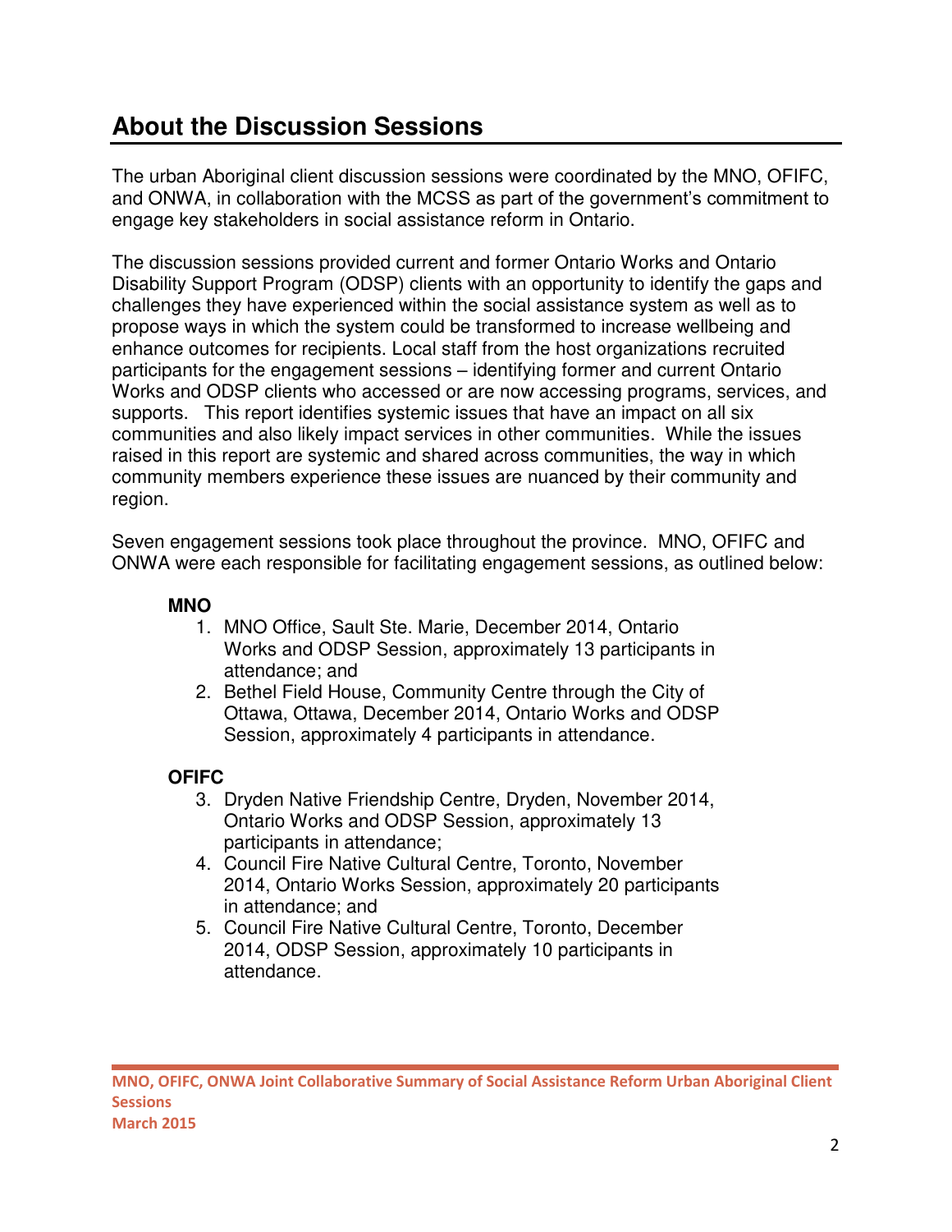## About the Discussion Sessions

The urban Aboriginal client discussion sessions were coordinated by the MNO, OFIFC, and ONWA, in collaboration with the MCSS as part of the government's commitment to engage key stakeholders in social assistance reform in Ontario.

The discussion sessions provided current and former Ontario Works and Ontario Disability Support Program (ODSP) clients with an opportunity to identify the gaps and challenges they have experienced within the social assistance system as well as to propose ways in which the system could be transformed to increase wellbeing and enhance outcomes for recipients. Local staff from the host organizations recruited participants for the engagement sessions – identifying former and current Ontario Works and ODSP clients who accessed or are now accessing programs, services, and supports. This report identifies systemic issues that have an impact on all six communities and also likely impact services in other communities. While the issues raised in this report are systemic and shared across communities, the way in which community members experience these issues are nuanced by their community and region.

Seven engagement sessions took place throughout the province. MNO, OFIFC and ONWA were each responsible for facilitating engagement sessions, as outlined below:

**MNO**

1. MNO Office, Sault Ste. Marie, December 2014, Ontario Works and ODSP Session, approximately 13 participants in attendance; and
2. Bethel Field House, Community Centre through the City of Ottawa, Ottawa, December 2014, Ontario Works and ODSP Session, approximately 4 participants in attendance.

**OFIFC**

3. Dryden Native Friendship Centre, Dryden, November 2014, Ontario Works and ODSP Session, approximately 13 participants in attendance;
4. Council Fire Native Cultural Centre, Toronto, November 2014, Ontario Works Session, approximately 20 participants in attendance; and
5. Council Fire Native Cultural Centre, Toronto, December 2014, ODSP Session, approximately 10 participants in attendance.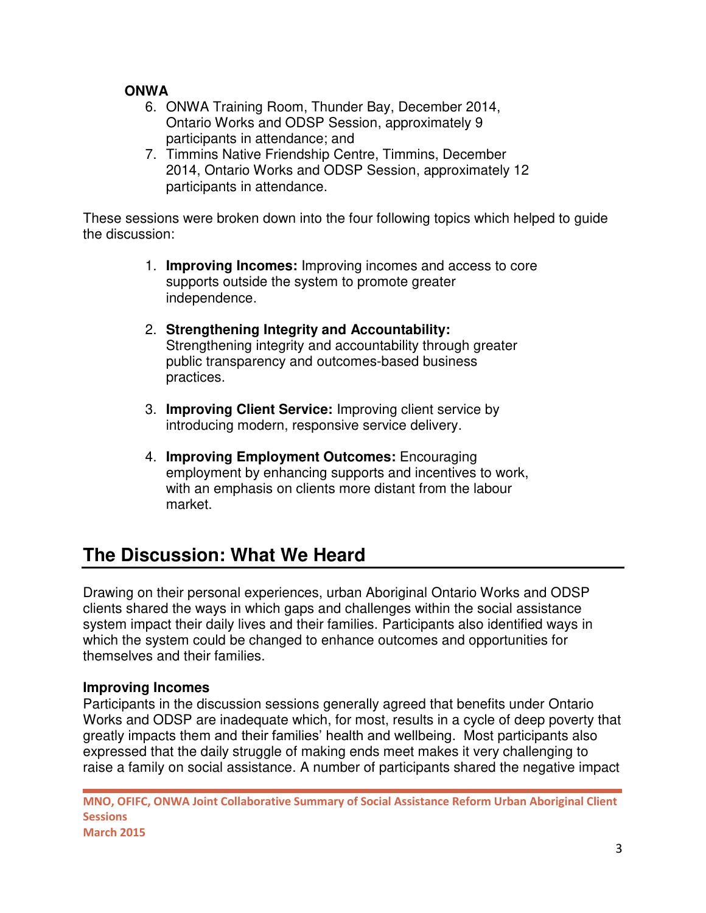**ONWA**

6. ONWA Training Room, Thunder Bay, December 2014, Ontario Works and ODSP Session, approximately 9 participants in attendance; and
7. Timmins Native Friendship Centre, Timmins, December 2014, Ontario Works and ODSP Session, approximately 12 participants in attendance.

These sessions were broken down into the four following topics which helped to guide the discussion:

1. **Improving Incomes:** Improving incomes and access to core supports outside the system to promote greater independence.

2. **Strengthening Integrity and Accountability:** Strengthening integrity and accountability through greater public transparency and outcomes-based business practices.

3. **Improving Client Service:** Improving client service by introducing modern, responsive service delivery.

4. **Improving Employment Outcomes:** Encouraging employment by enhancing supports and incentives to work, with an emphasis on clients more distant from the labour market.

## The Discussion: What We Heard

Drawing on their personal experiences, urban Aboriginal Ontario Works and ODSP clients shared the ways in which gaps and challenges within the social assistance system impact their daily lives and their families. Participants also identified ways in which the system could be changed to enhance outcomes and opportunities for themselves and their families.

**Improving Incomes**

Participants in the discussion sessions generally agreed that benefits under Ontario Works and ODSP are inadequate which, for most, results in a cycle of deep poverty that greatly impacts them and their families' health and wellbeing. Most participants also expressed that the daily struggle of making ends meet makes it very challenging to raise a family on social assistance. A number of participants shared the negative impact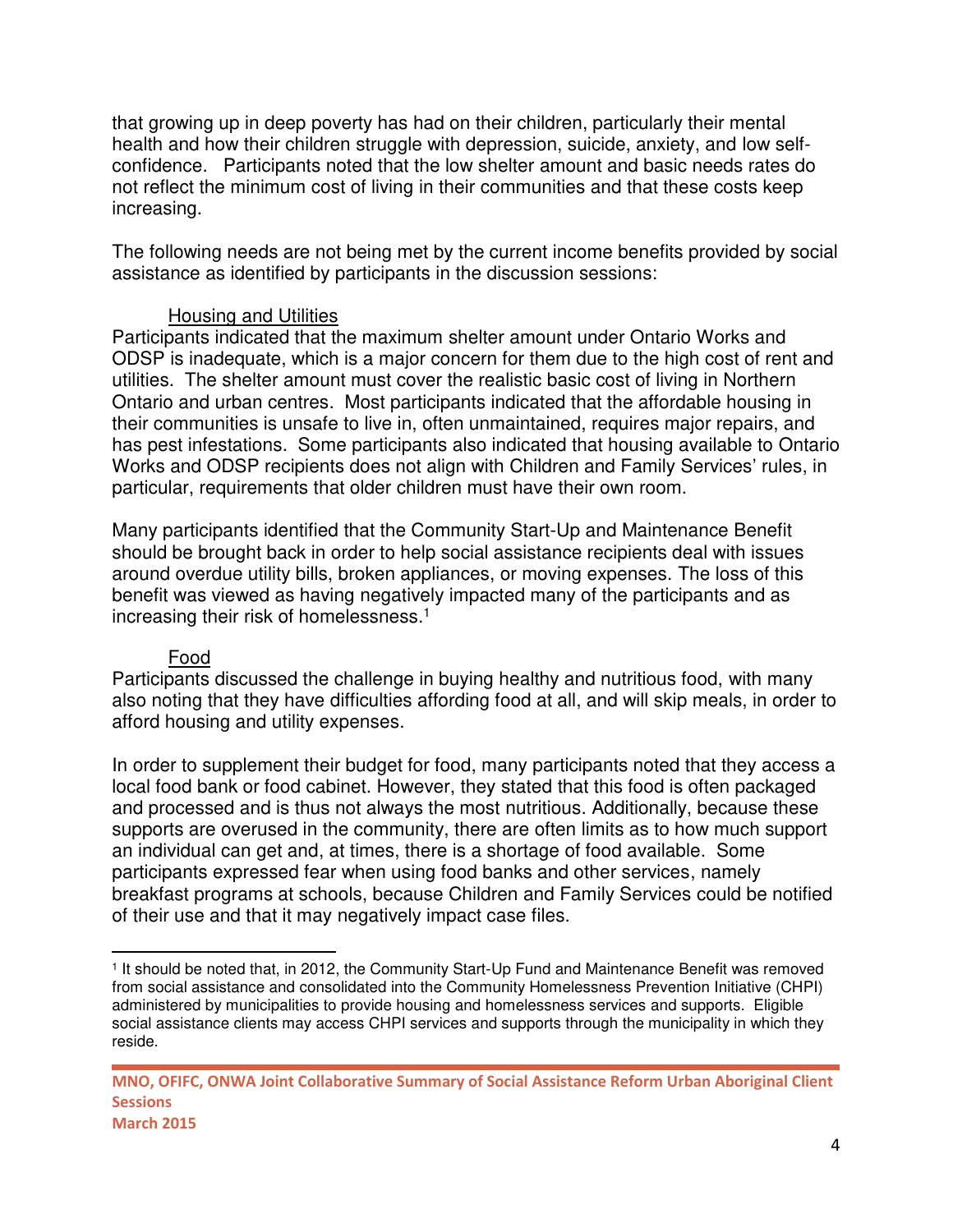that growing up in deep poverty has had on their children, particularly their mental health and how their children struggle with depression, suicide, anxiety, and low self-confidence. Participants noted that the low shelter amount and basic needs rates do not reflect the minimum cost of living in their communities and that these costs keep increasing.

The following needs are not being met by the current income benefits provided by social assistance as identified by participants in the discussion sessions:

### Housing and Utilities

Participants indicated that the maximum shelter amount under Ontario Works and ODSP is inadequate, which is a major concern for them due to the high cost of rent and utilities. The shelter amount must cover the realistic basic cost of living in Northern Ontario and urban centres. Most participants indicated that the affordable housing in their communities is unsafe to live in, often unmaintained, requires major repairs, and has pest infestations. Some participants also indicated that housing available to Ontario Works and ODSP recipients does not align with Children and Family Services' rules, in particular, requirements that older children must have their own room.

Many participants identified that the Community Start-Up and Maintenance Benefit should be brought back in order to help social assistance recipients deal with issues around overdue utility bills, broken appliances, or moving expenses. The loss of this benefit was viewed as having negatively impacted many of the participants and as increasing their risk of homelessness.[1]

### Food

Participants discussed the challenge in buying healthy and nutritious food, with many also noting that they have difficulties affording food at all, and will skip meals, in order to afford housing and utility expenses.

In order to supplement their budget for food, many participants noted that they access a local food bank or food cabinet. However, they stated that this food is often packaged and processed and is thus not always the most nutritious. Additionally, because these supports are overused in the community, there are often limits as to how much support an individual can get and, at times, there is a shortage of food available. Some participants expressed fear when using food banks and other services, namely breakfast programs at schools, because Children and Family Services could be notified of their use and that it may negatively impact case files.

---

[1] It should be noted that, in 2012, the Community Start-Up Fund and Maintenance Benefit was removed from social assistance and consolidated into the Community Homelessness Prevention Initiative (CHPI) administered by municipalities to provide housing and homelessness services and supports. Eligible social assistance clients may access CHPI services and supports through the municipality in which they reside.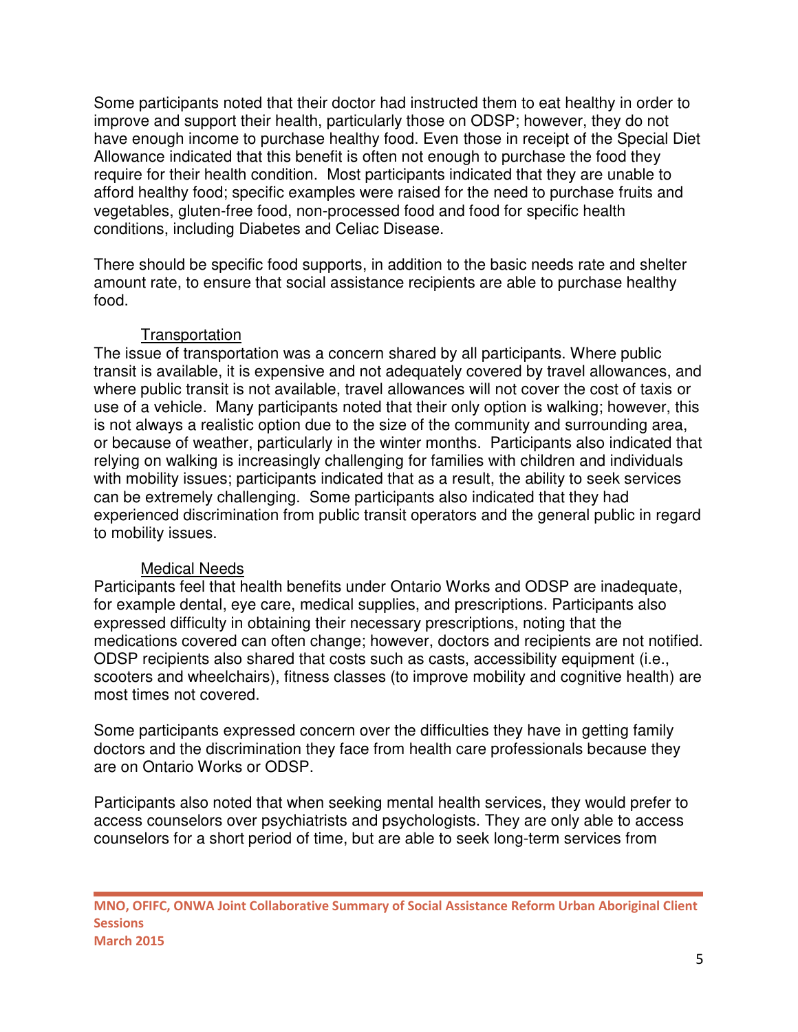Some participants noted that their doctor had instructed them to eat healthy in order to improve and support their health, particularly those on ODSP; however, they do not have enough income to purchase healthy food. Even those in receipt of the Special Diet Allowance indicated that this benefit is often not enough to purchase the food they require for their health condition. Most participants indicated that they are unable to afford healthy food; specific examples were raised for the need to purchase fruits and vegetables, gluten-free food, non-processed food and food for specific health conditions, including Diabetes and Celiac Disease.

There should be specific food supports, in addition to the basic needs rate and shelter amount rate, to ensure that social assistance recipients are able to purchase healthy food.

<u>Transportation</u>

The issue of transportation was a concern shared by all participants. Where public transit is available, it is expensive and not adequately covered by travel allowances, and where public transit is not available, travel allowances will not cover the cost of taxis or use of a vehicle. Many participants noted that their only option is walking; however, this is not always a realistic option due to the size of the community and surrounding area, or because of weather, particularly in the winter months. Participants also indicated that relying on walking is increasingly challenging for families with children and individuals with mobility issues; participants indicated that as a result, the ability to seek services can be extremely challenging. Some participants also indicated that they had experienced discrimination from public transit operators and the general public in regard to mobility issues.

<u>Medical Needs</u>

Participants feel that health benefits under Ontario Works and ODSP are inadequate, for example dental, eye care, medical supplies, and prescriptions. Participants also expressed difficulty in obtaining their necessary prescriptions, noting that the medications covered can often change; however, doctors and recipients are not notified. ODSP recipients also shared that costs such as casts, accessibility equipment (i.e., scooters and wheelchairs), fitness classes (to improve mobility and cognitive health) are most times not covered.

Some participants expressed concern over the difficulties they have in getting family doctors and the discrimination they face from health care professionals because they are on Ontario Works or ODSP.

Participants also noted that when seeking mental health services, they would prefer to access counselors over psychiatrists and psychologists. They are only able to access counselors for a short period of time, but are able to seek long-term services from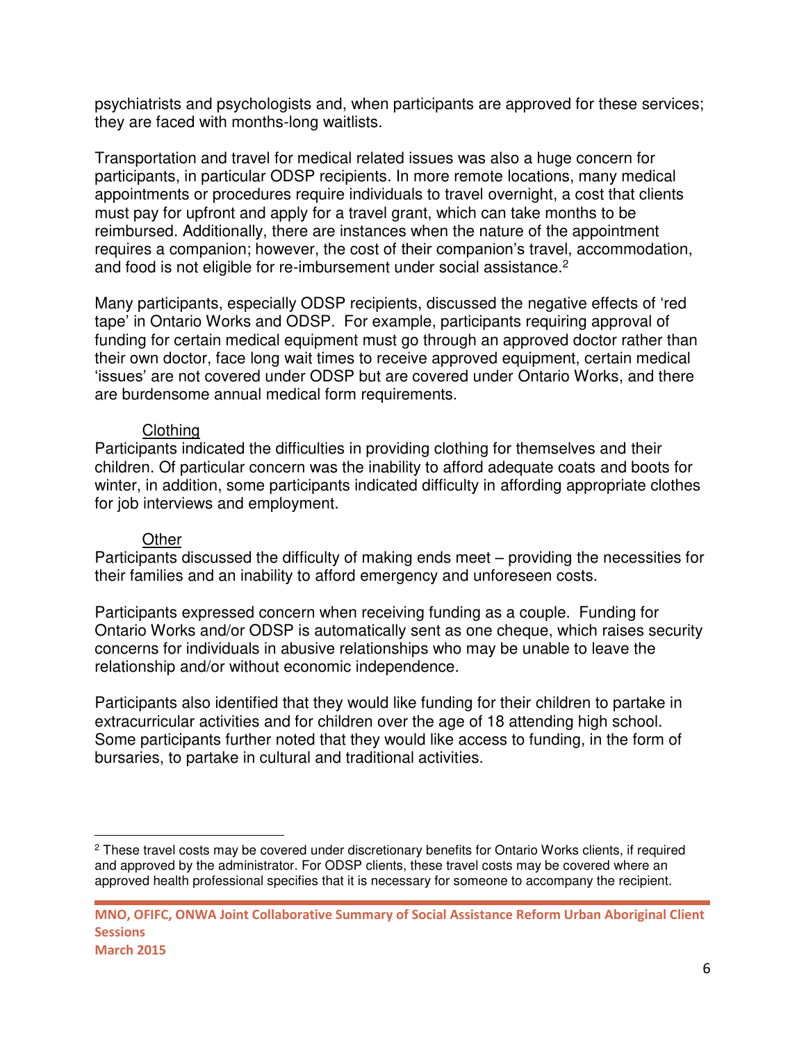psychiatrists and psychologists and, when participants are approved for these services; they are faced with months-long waitlists.

Transportation and travel for medical related issues was also a huge concern for participants, in particular ODSP recipients. In more remote locations, many medical appointments or procedures require individuals to travel overnight, a cost that clients must pay for upfront and apply for a travel grant, which can take months to be reimbursed. Additionally, there are instances when the nature of the appointment requires a companion; however, the cost of their companion's travel, accommodation, and food is not eligible for re-imbursement under social assistance.[2]

Many participants, especially ODSP recipients, discussed the negative effects of 'red tape' in Ontario Works and ODSP. For example, participants requiring approval of funding for certain medical equipment must go through an approved doctor rather than their own doctor, face long wait times to receive approved equipment, certain medical 'issues' are not covered under ODSP but are covered under Ontario Works, and there are burdensome annual medical form requirements.

Clothing

Participants indicated the difficulties in providing clothing for themselves and their children. Of particular concern was the inability to afford adequate coats and boots for winter, in addition, some participants indicated difficulty in affording appropriate clothes for job interviews and employment.

Other

Participants discussed the difficulty of making ends meet – providing the necessities for their families and an inability to afford emergency and unforeseen costs.

Participants expressed concern when receiving funding as a couple. Funding for Ontario Works and/or ODSP is automatically sent as one cheque, which raises security concerns for individuals in abusive relationships who may be unable to leave the relationship and/or without economic independence.

Participants also identified that they would like funding for their children to partake in extracurricular activities and for children over the age of 18 attending high school. Some participants further noted that they would like access to funding, in the form of bursaries, to partake in cultural and traditional activities.

---

[2] These travel costs may be covered under discretionary benefits for Ontario Works clients, if required and approved by the administrator. For ODSP clients, these travel costs may be covered where an approved health professional specifies that it is necessary for someone to accompany the recipient.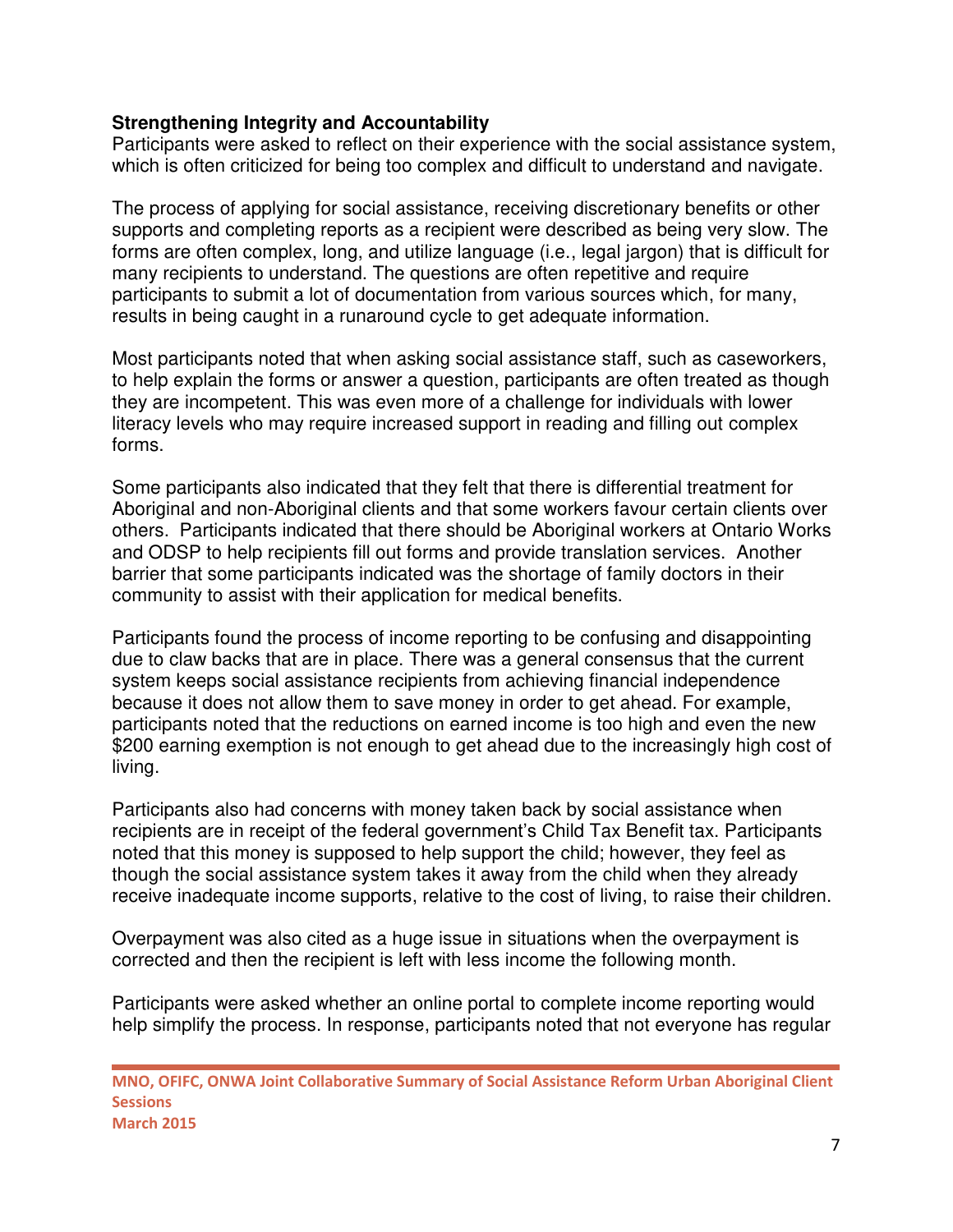**Strengthening Integrity and Accountability**

Participants were asked to reflect on their experience with the social assistance system, which is often criticized for being too complex and difficult to understand and navigate.

The process of applying for social assistance, receiving discretionary benefits or other supports and completing reports as a recipient were described as being very slow. The forms are often complex, long, and utilize language (i.e., legal jargon) that is difficult for many recipients to understand. The questions are often repetitive and require participants to submit a lot of documentation from various sources which, for many, results in being caught in a runaround cycle to get adequate information.

Most participants noted that when asking social assistance staff, such as caseworkers, to help explain the forms or answer a question, participants are often treated as though they are incompetent. This was even more of a challenge for individuals with lower literacy levels who may require increased support in reading and filling out complex forms.

Some participants also indicated that they felt that there is differential treatment for Aboriginal and non-Aboriginal clients and that some workers favour certain clients over others. Participants indicated that there should be Aboriginal workers at Ontario Works and ODSP to help recipients fill out forms and provide translation services. Another barrier that some participants indicated was the shortage of family doctors in their community to assist with their application for medical benefits.

Participants found the process of income reporting to be confusing and disappointing due to claw backs that are in place. There was a general consensus that the current system keeps social assistance recipients from achieving financial independence because it does not allow them to save money in order to get ahead. For example, participants noted that the reductions on earned income is too high and even the new $200 earning exemption is not enough to get ahead due to the increasingly high cost of living.

Participants also had concerns with money taken back by social assistance when recipients are in receipt of the federal government's Child Tax Benefit tax. Participants noted that this money is supposed to help support the child; however, they feel as though the social assistance system takes it away from the child when they already receive inadequate income supports, relative to the cost of living, to raise their children.

Overpayment was also cited as a huge issue in situations when the overpayment is corrected and then the recipient is left with less income the following month.

Participants were asked whether an online portal to complete income reporting would help simplify the process. In response, participants noted that not everyone has regular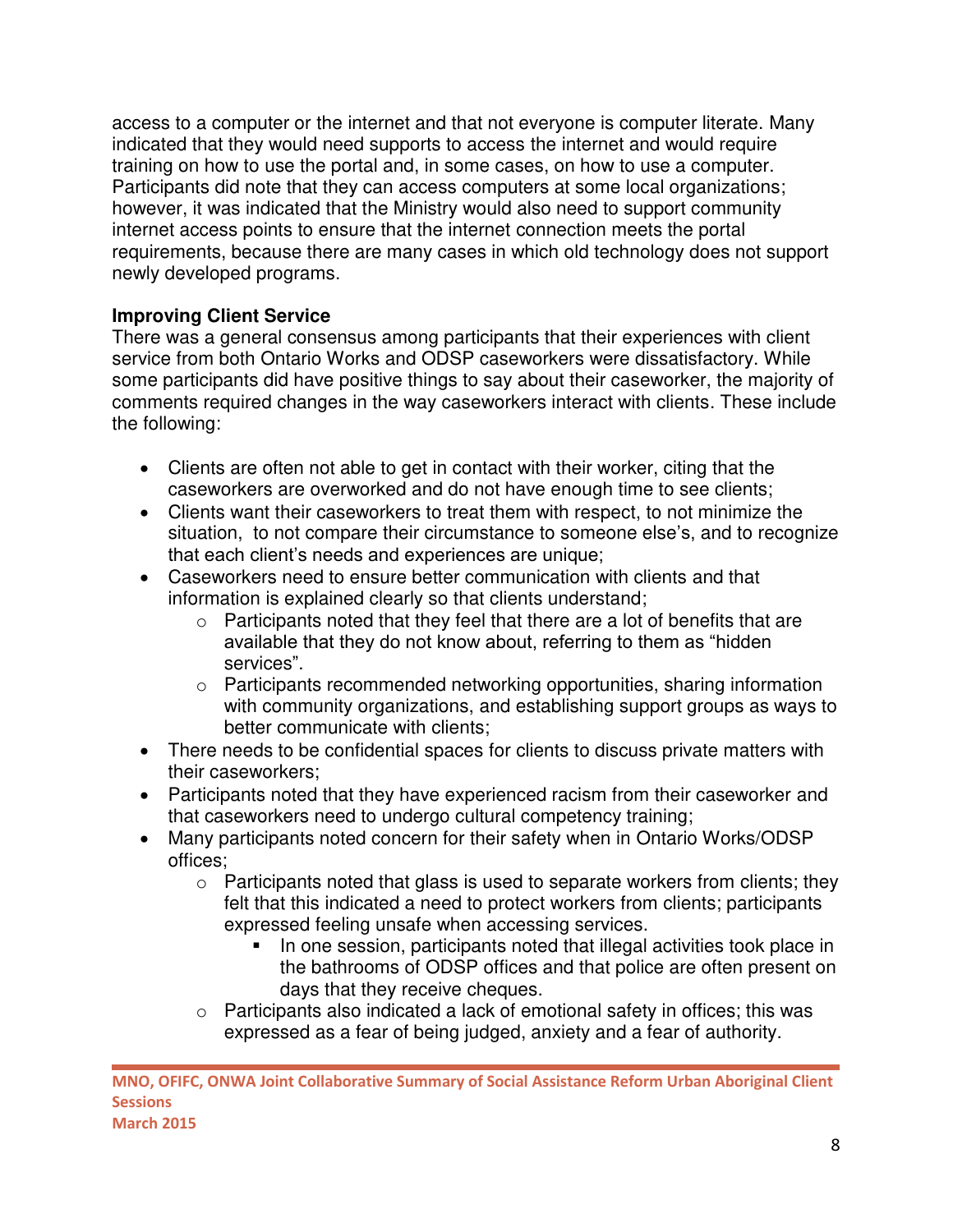access to a computer or the internet and that not everyone is computer literate. Many indicated that they would need supports to access the internet and would require training on how to use the portal and, in some cases, on how to use a computer. Participants did note that they can access computers at some local organizations; however, it was indicated that the Ministry would also need to support community internet access points to ensure that the internet connection meets the portal requirements, because there are many cases in which old technology does not support newly developed programs.

**Improving Client Service**

There was a general consensus among participants that their experiences with client service from both Ontario Works and ODSP caseworkers were dissatisfactory. While some participants did have positive things to say about their caseworker, the majority of comments required changes in the way caseworkers interact with clients. These include the following:

- Clients are often not able to get in contact with their worker, citing that the caseworkers are overworked and do not have enough time to see clients;
- Clients want their caseworkers to treat them with respect, to not minimize the situation, to not compare their circumstance to someone else's, and to recognize that each client's needs and experiences are unique;
- Caseworkers need to ensure better communication with clients and that information is explained clearly so that clients understand;
    - Participants noted that they feel that there are a lot of benefits that are available that they do not know about, referring to them as "hidden services".
    - Participants recommended networking opportunities, sharing information with community organizations, and establishing support groups as ways to better communicate with clients;
- There needs to be confidential spaces for clients to discuss private matters with their caseworkers;
- Participants noted that they have experienced racism from their caseworker and that caseworkers need to undergo cultural competency training;
- Many participants noted concern for their safety when in Ontario Works/ODSP offices;
    - Participants noted that glass is used to separate workers from clients; they felt that this indicated a need to protect workers from clients; participants expressed feeling unsafe when accessing services.
        - In one session, participants noted that illegal activities took place in the bathrooms of ODSP offices and that police are often present on days that they receive cheques.
    - Participants also indicated a lack of emotional safety in offices; this was expressed as a fear of being judged, anxiety and a fear of authority.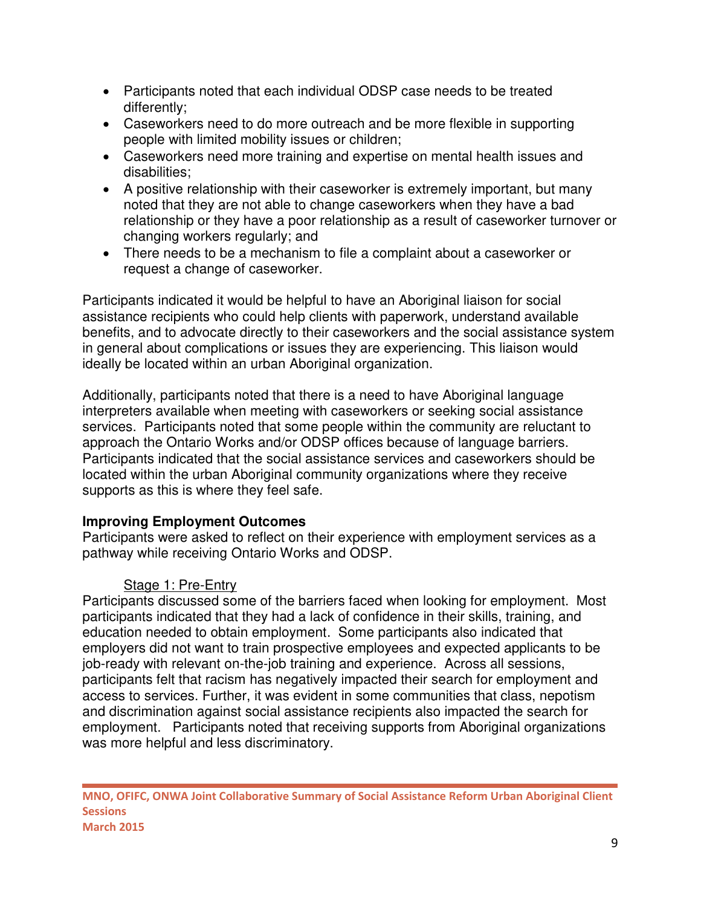- Participants noted that each individual ODSP case needs to be treated differently;
- Caseworkers need to do more outreach and be more flexible in supporting people with limited mobility issues or children;
- Caseworkers need more training and expertise on mental health issues and disabilities;
- A positive relationship with their caseworker is extremely important, but many noted that they are not able to change caseworkers when they have a bad relationship or they have a poor relationship as a result of caseworker turnover or changing workers regularly; and
- There needs to be a mechanism to file a complaint about a caseworker or request a change of caseworker.

Participants indicated it would be helpful to have an Aboriginal liaison for social assistance recipients who could help clients with paperwork, understand available benefits, and to advocate directly to their caseworkers and the social assistance system in general about complications or issues they are experiencing. This liaison would ideally be located within an urban Aboriginal organization.

Additionally, participants noted that there is a need to have Aboriginal language interpreters available when meeting with caseworkers or seeking social assistance services. Participants noted that some people within the community are reluctant to approach the Ontario Works and/or ODSP offices because of language barriers. Participants indicated that the social assistance services and caseworkers should be located within the urban Aboriginal community organizations where they receive supports as this is where they feel safe.

**Improving Employment Outcomes**

Participants were asked to reflect on their experience with employment services as a pathway while receiving Ontario Works and ODSP.

Stage 1: Pre-Entry

Participants discussed some of the barriers faced when looking for employment. Most participants indicated that they had a lack of confidence in their skills, training, and education needed to obtain employment. Some participants also indicated that employers did not want to train prospective employees and expected applicants to be job-ready with relevant on-the-job training and experience. Across all sessions, participants felt that racism has negatively impacted their search for employment and access to services. Further, it was evident in some communities that class, nepotism and discrimination against social assistance recipients also impacted the search for employment. Participants noted that receiving supports from Aboriginal organizations was more helpful and less discriminatory.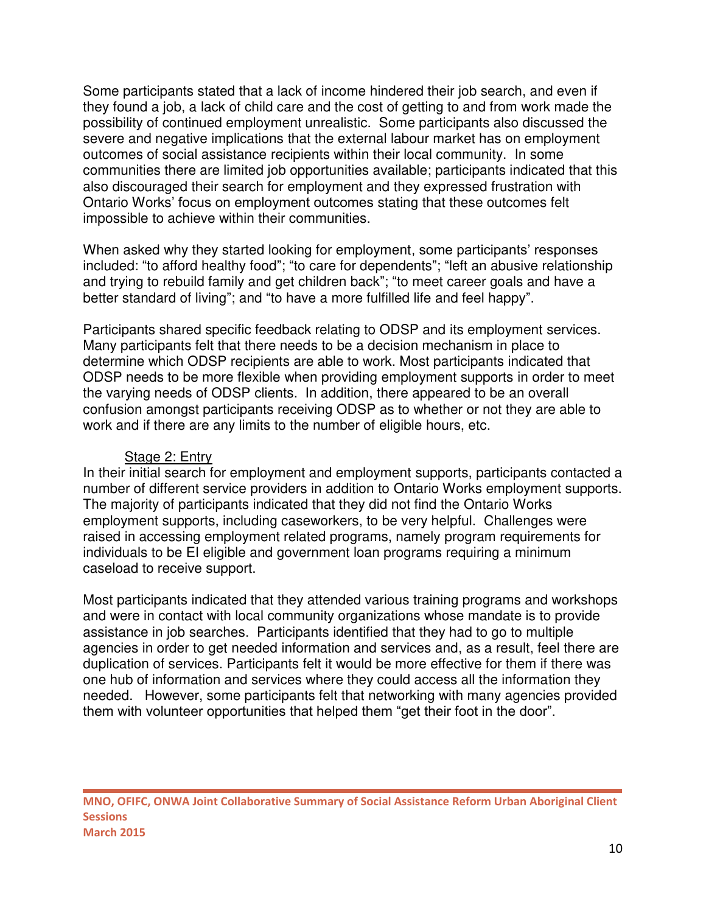Some participants stated that a lack of income hindered their job search, and even if they found a job, a lack of child care and the cost of getting to and from work made the possibility of continued employment unrealistic. Some participants also discussed the severe and negative implications that the external labour market has on employment outcomes of social assistance recipients within their local community. In some communities there are limited job opportunities available; participants indicated that this also discouraged their search for employment and they expressed frustration with Ontario Works' focus on employment outcomes stating that these outcomes felt impossible to achieve within their communities.

When asked why they started looking for employment, some participants' responses included: "to afford healthy food"; "to care for dependents"; "left an abusive relationship and trying to rebuild family and get children back"; "to meet career goals and have a better standard of living"; and "to have a more fulfilled life and feel happy".

Participants shared specific feedback relating to ODSP and its employment services. Many participants felt that there needs to be a decision mechanism in place to determine which ODSP recipients are able to work. Most participants indicated that ODSP needs to be more flexible when providing employment supports in order to meet the varying needs of ODSP clients. In addition, there appeared to be an overall confusion amongst participants receiving ODSP as to whether or not they are able to work and if there are any limits to the number of eligible hours, etc.

### Stage 2: Entry

In their initial search for employment and employment supports, participants contacted a number of different service providers in addition to Ontario Works employment supports. The majority of participants indicated that they did not find the Ontario Works employment supports, including caseworkers, to be very helpful. Challenges were raised in accessing employment related programs, namely program requirements for individuals to be EI eligible and government loan programs requiring a minimum caseload to receive support.

Most participants indicated that they attended various training programs and workshops and were in contact with local community organizations whose mandate is to provide assistance in job searches. Participants identified that they had to go to multiple agencies in order to get needed information and services and, as a result, feel there are duplication of services. Participants felt it would be more effective for them if there was one hub of information and services where they could access all the information they needed. However, some participants felt that networking with many agencies provided them with volunteer opportunities that helped them "get their foot in the door".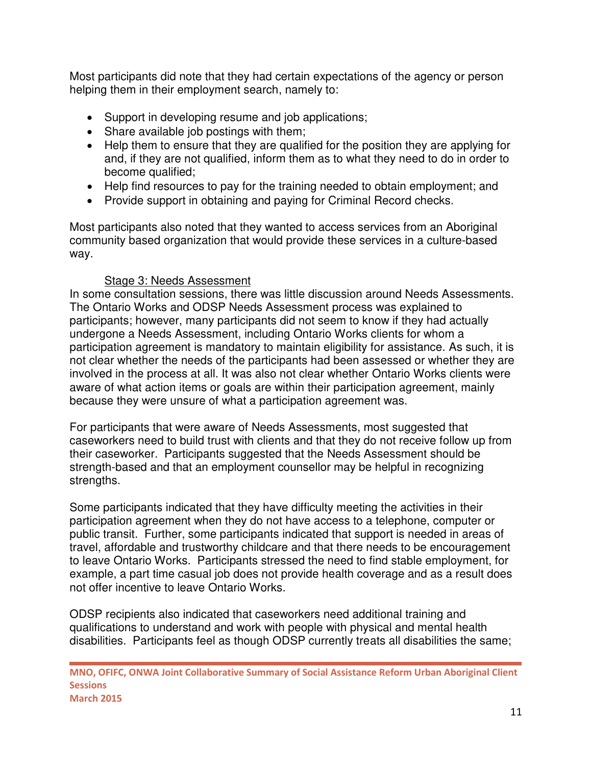Most participants did note that they had certain expectations of the agency or person helping them in their employment search, namely to:

- Support in developing resume and job applications;
- Share available job postings with them;
- Help them to ensure that they are qualified for the position they are applying for and, if they are not qualified, inform them as to what they need to do in order to become qualified;
- Help find resources to pay for the training needed to obtain employment; and
- Provide support in obtaining and paying for Criminal Record checks.

Most participants also noted that they wanted to access services from an Aboriginal community based organization that would provide these services in a culture-based way.

<u>Stage 3: Needs Assessment</u>

In some consultation sessions, there was little discussion around Needs Assessments. The Ontario Works and ODSP Needs Assessment process was explained to participants; however, many participants did not seem to know if they had actually undergone a Needs Assessment, including Ontario Works clients for whom a participation agreement is mandatory to maintain eligibility for assistance. As such, it is not clear whether the needs of the participants had been assessed or whether they are involved in the process at all. It was also not clear whether Ontario Works clients were aware of what action items or goals are within their participation agreement, mainly because they were unsure of what a participation agreement was.

For participants that were aware of Needs Assessments, most suggested that caseworkers need to build trust with clients and that they do not receive follow up from their caseworker. Participants suggested that the Needs Assessment should be strength-based and that an employment counsellor may be helpful in recognizing strengths.

Some participants indicated that they have difficulty meeting the activities in their participation agreement when they do not have access to a telephone, computer or public transit. Further, some participants indicated that support is needed in areas of travel, affordable and trustworthy childcare and that there needs to be encouragement to leave Ontario Works. Participants stressed the need to find stable employment, for example, a part time casual job does not provide health coverage and as a result does not offer incentive to leave Ontario Works.

ODSP recipients also indicated that caseworkers need additional training and qualifications to understand and work with people with physical and mental health disabilities. Participants feel as though ODSP currently treats all disabilities the same;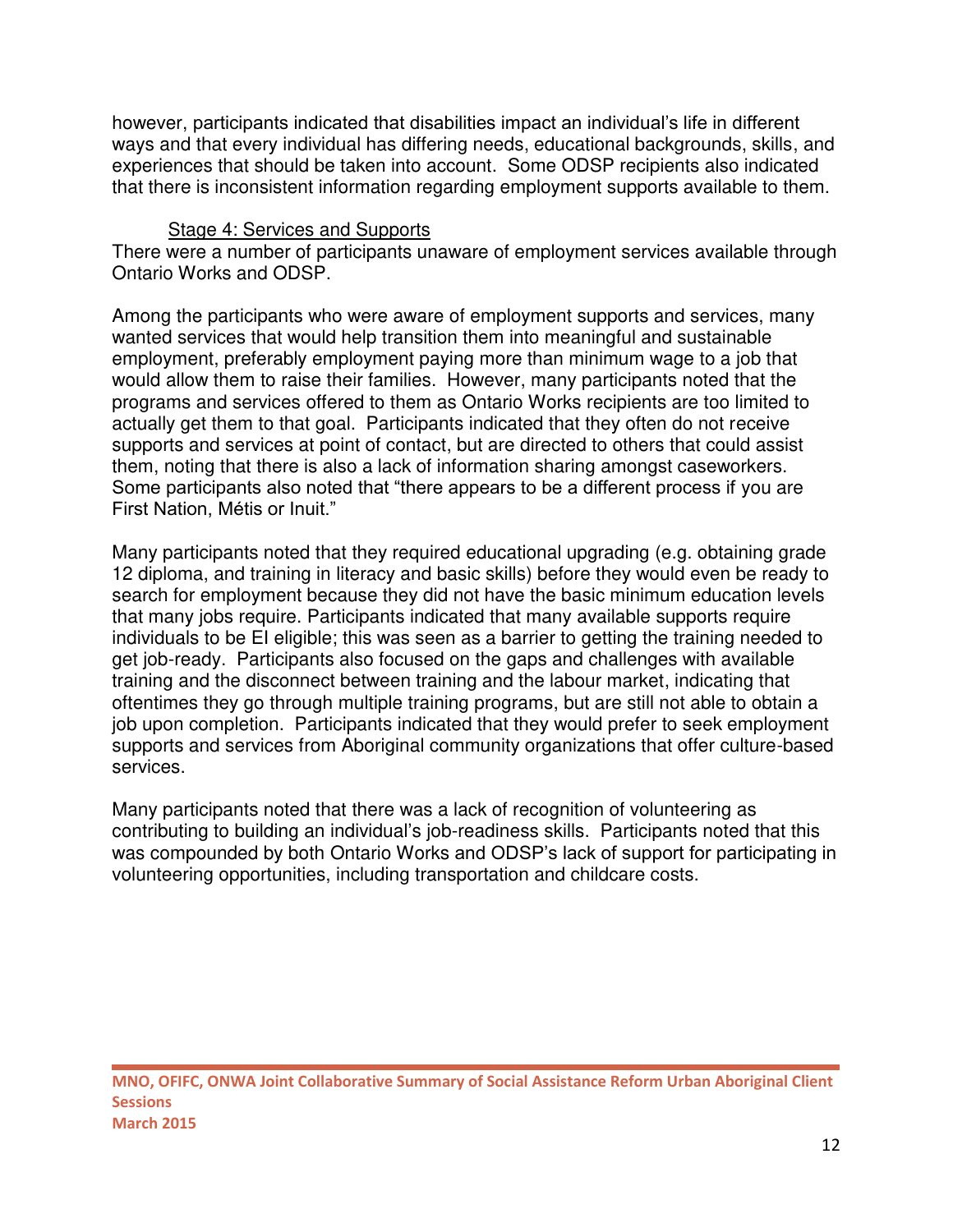however, participants indicated that disabilities impact an individual's life in different ways and that every individual has differing needs, educational backgrounds, skills, and experiences that should be taken into account. Some ODSP recipients also indicated that there is inconsistent information regarding employment supports available to them.

### Stage 4: Services and Supports

There were a number of participants unaware of employment services available through Ontario Works and ODSP.

Among the participants who were aware of employment supports and services, many wanted services that would help transition them into meaningful and sustainable employment, preferably employment paying more than minimum wage to a job that would allow them to raise their families. However, many participants noted that the programs and services offered to them as Ontario Works recipients are too limited to actually get them to that goal. Participants indicated that they often do not receive supports and services at point of contact, but are directed to others that could assist them, noting that there is also a lack of information sharing amongst caseworkers. Some participants also noted that "there appears to be a different process if you are First Nation, Métis or Inuit."

Many participants noted that they required educational upgrading (e.g. obtaining grade 12 diploma, and training in literacy and basic skills) before they would even be ready to search for employment because they did not have the basic minimum education levels that many jobs require. Participants indicated that many available supports require individuals to be EI eligible; this was seen as a barrier to getting the training needed to get job-ready. Participants also focused on the gaps and challenges with available training and the disconnect between training and the labour market, indicating that oftentimes they go through multiple training programs, but are still not able to obtain a job upon completion. Participants indicated that they would prefer to seek employment supports and services from Aboriginal community organizations that offer culture-based services.

Many participants noted that there was a lack of recognition of volunteering as contributing to building an individual's job-readiness skills. Participants noted that this was compounded by both Ontario Works and ODSP's lack of support for participating in volunteering opportunities, including transportation and childcare costs.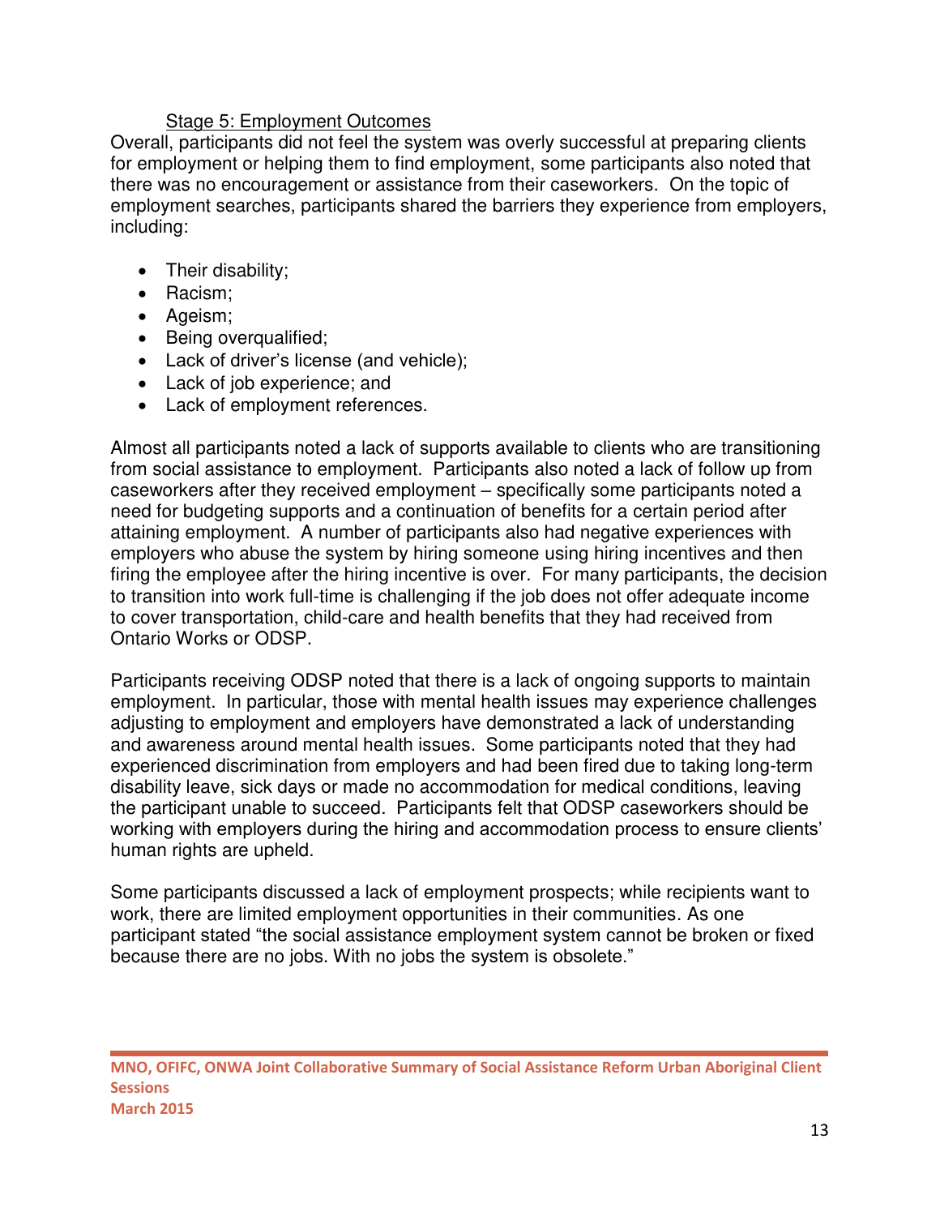### Stage 5: Employment Outcomes

Overall, participants did not feel the system was overly successful at preparing clients for employment or helping them to find employment, some participants also noted that there was no encouragement or assistance from their caseworkers. On the topic of employment searches, participants shared the barriers they experience from employers, including:

- Their disability;
- Racism;
- Ageism;
- Being overqualified;
- Lack of driver's license (and vehicle);
- Lack of job experience; and
- Lack of employment references.

Almost all participants noted a lack of supports available to clients who are transitioning from social assistance to employment. Participants also noted a lack of follow up from caseworkers after they received employment – specifically some participants noted a need for budgeting supports and a continuation of benefits for a certain period after attaining employment. A number of participants also had negative experiences with employers who abuse the system by hiring someone using hiring incentives and then firing the employee after the hiring incentive is over. For many participants, the decision to transition into work full-time is challenging if the job does not offer adequate income to cover transportation, child-care and health benefits that they had received from Ontario Works or ODSP.

Participants receiving ODSP noted that there is a lack of ongoing supports to maintain employment. In particular, those with mental health issues may experience challenges adjusting to employment and employers have demonstrated a lack of understanding and awareness around mental health issues. Some participants noted that they had experienced discrimination from employers and had been fired due to taking long-term disability leave, sick days or made no accommodation for medical conditions, leaving the participant unable to succeed. Participants felt that ODSP caseworkers should be working with employers during the hiring and accommodation process to ensure clients' human rights are upheld.

Some participants discussed a lack of employment prospects; while recipients want to work, there are limited employment opportunities in their communities. As one participant stated "the social assistance employment system cannot be broken or fixed because there are no jobs. With no jobs the system is obsolete."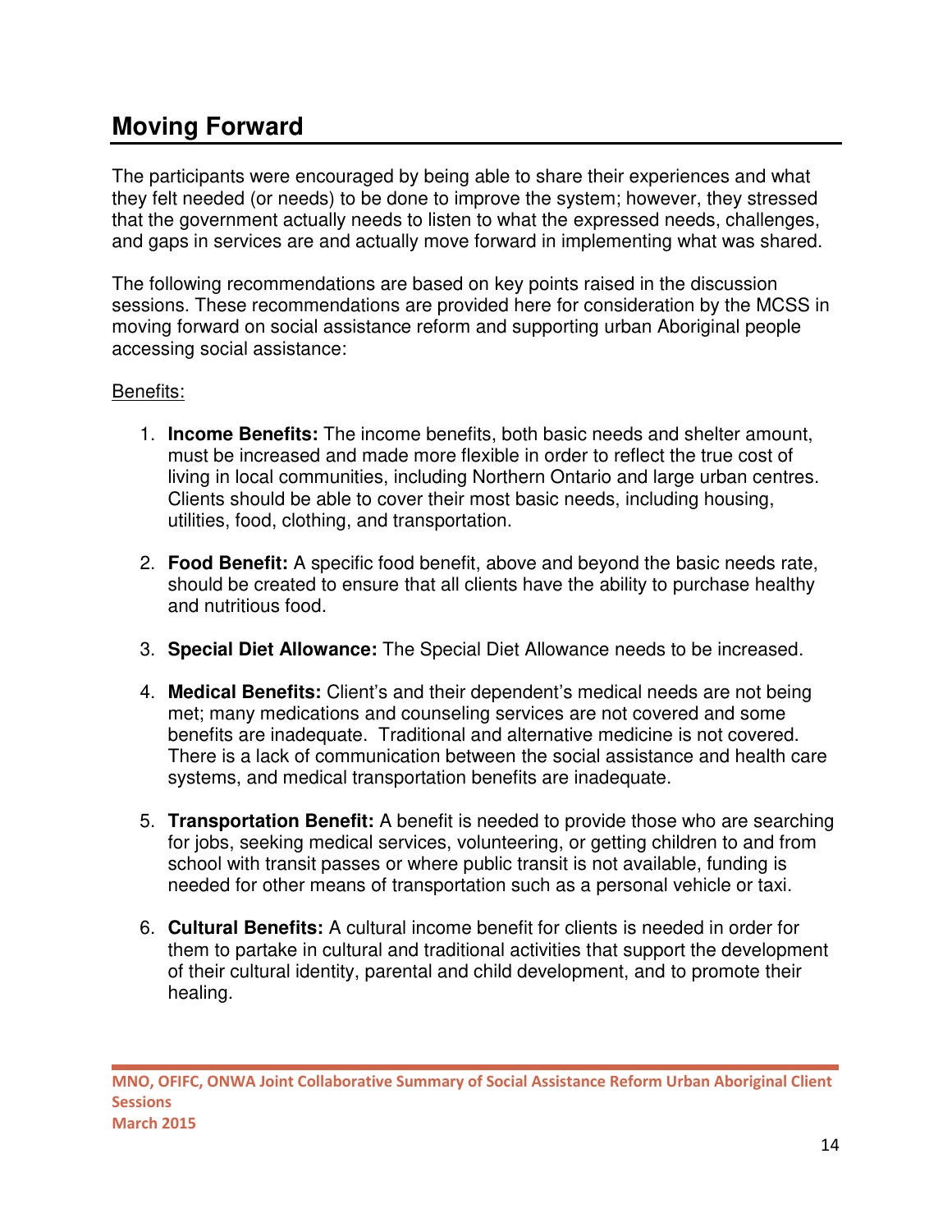## Moving Forward

The participants were encouraged by being able to share their experiences and what they felt needed (or needs) to be done to improve the system; however, they stressed that the government actually needs to listen to what the expressed needs, challenges, and gaps in services are and actually move forward in implementing what was shared.

The following recommendations are based on key points raised in the discussion sessions. These recommendations are provided here for consideration by the MCSS in moving forward on social assistance reform and supporting urban Aboriginal people accessing social assistance:

Benefits:

1. **Income Benefits:** The income benefits, both basic needs and shelter amount, must be increased and made more flexible in order to reflect the true cost of living in local communities, including Northern Ontario and large urban centres. Clients should be able to cover their most basic needs, including housing, utilities, food, clothing, and transportation.

2. **Food Benefit:** A specific food benefit, above and beyond the basic needs rate, should be created to ensure that all clients have the ability to purchase healthy and nutritious food.

3. **Special Diet Allowance:** The Special Diet Allowance needs to be increased.

4. **Medical Benefits:** Client's and their dependent's medical needs are not being met; many medications and counseling services are not covered and some benefits are inadequate. Traditional and alternative medicine is not covered. There is a lack of communication between the social assistance and health care systems, and medical transportation benefits are inadequate.

5. **Transportation Benefit:** A benefit is needed to provide those who are searching for jobs, seeking medical services, volunteering, or getting children to and from school with transit passes or where public transit is not available, funding is needed for other means of transportation such as a personal vehicle or taxi.

6. **Cultural Benefits:** A cultural income benefit for clients is needed in order for them to partake in cultural and traditional activities that support the development of their cultural identity, parental and child development, and to promote their healing.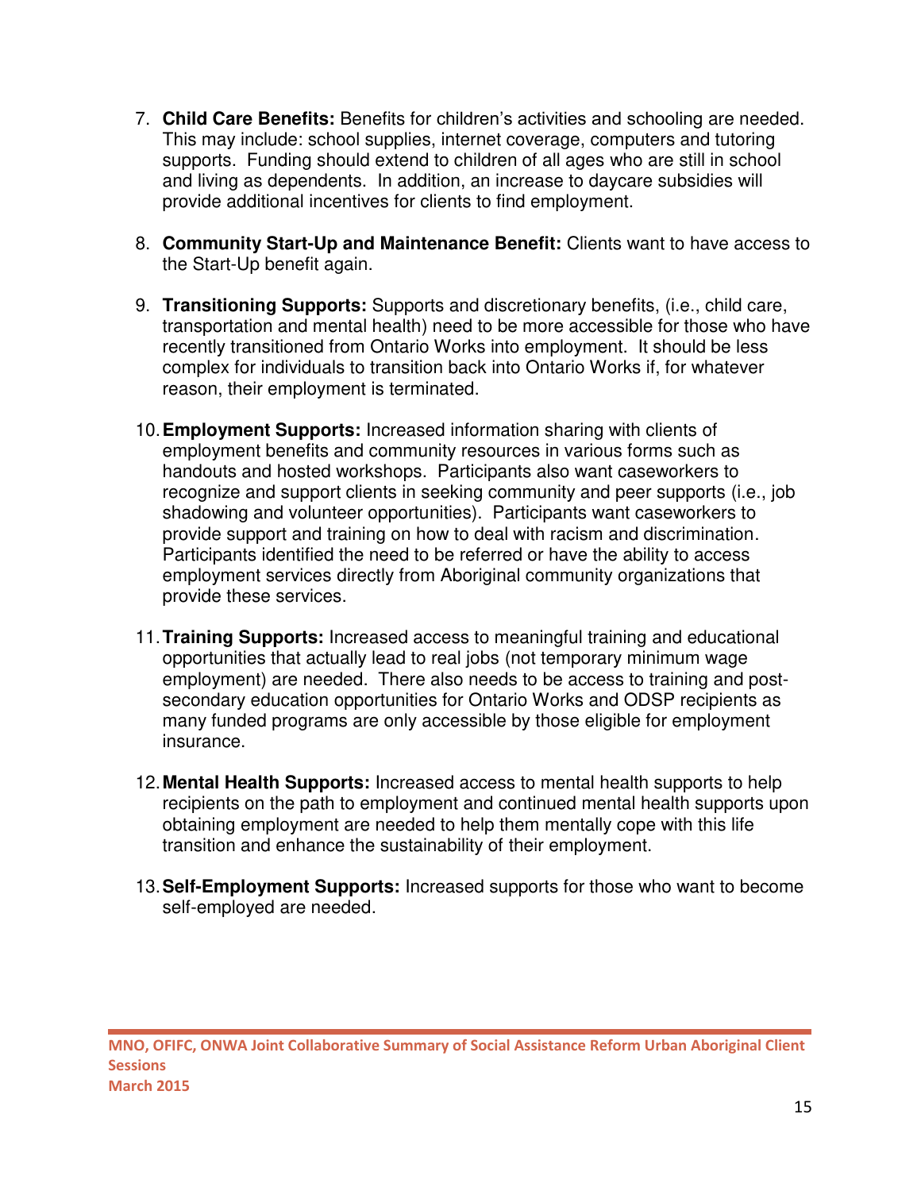7. **Child Care Benefits:** Benefits for children's activities and schooling are needed. This may include: school supplies, internet coverage, computers and tutoring supports. Funding should extend to children of all ages who are still in school and living as dependents. In addition, an increase to daycare subsidies will provide additional incentives for clients to find employment.

8. **Community Start-Up and Maintenance Benefit:** Clients want to have access to the Start-Up benefit again.

9. **Transitioning Supports:** Supports and discretionary benefits, (i.e., child care, transportation and mental health) need to be more accessible for those who have recently transitioned from Ontario Works into employment. It should be less complex for individuals to transition back into Ontario Works if, for whatever reason, their employment is terminated.

10. **Employment Supports:** Increased information sharing with clients of employment benefits and community resources in various forms such as handouts and hosted workshops. Participants also want caseworkers to recognize and support clients in seeking community and peer supports (i.e., job shadowing and volunteer opportunities). Participants want caseworkers to provide support and training on how to deal with racism and discrimination. Participants identified the need to be referred or have the ability to access employment services directly from Aboriginal community organizations that provide these services.

11. **Training Supports:** Increased access to meaningful training and educational opportunities that actually lead to real jobs (not temporary minimum wage employment) are needed. There also needs to be access to training and post-secondary education opportunities for Ontario Works and ODSP recipients as many funded programs are only accessible by those eligible for employment insurance.

12. **Mental Health Supports:** Increased access to mental health supports to help recipients on the path to employment and continued mental health supports upon obtaining employment are needed to help them mentally cope with this life transition and enhance the sustainability of their employment.

13. **Self-Employment Supports:** Increased supports for those who want to become self-employed are needed.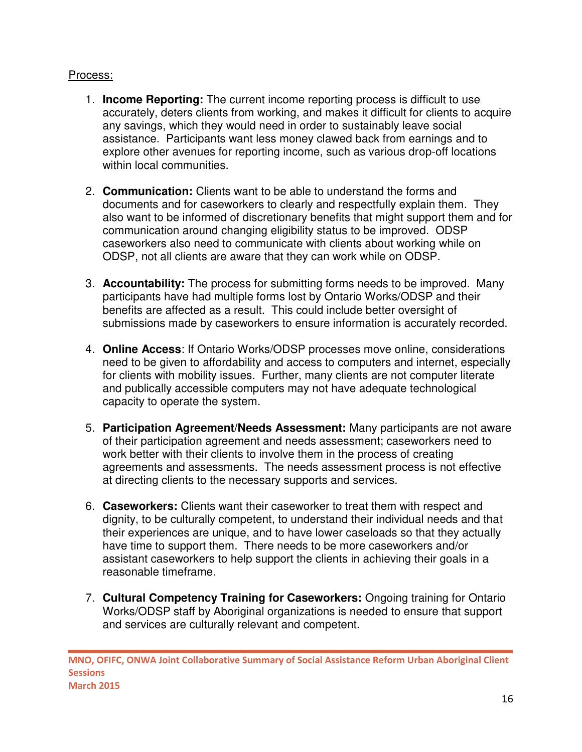Process:

1. **Income Reporting:** The current income reporting process is difficult to use accurately, deters clients from working, and makes it difficult for clients to acquire any savings, which they would need in order to sustainably leave social assistance. Participants want less money clawed back from earnings and to explore other avenues for reporting income, such as various drop-off locations within local communities.

2. **Communication:** Clients want to be able to understand the forms and documents and for caseworkers to clearly and respectfully explain them. They also want to be informed of discretionary benefits that might support them and for communication around changing eligibility status to be improved. ODSP caseworkers also need to communicate with clients about working while on ODSP, not all clients are aware that they can work while on ODSP.

3. **Accountability:** The process for submitting forms needs to be improved. Many participants have had multiple forms lost by Ontario Works/ODSP and their benefits are affected as a result. This could include better oversight of submissions made by caseworkers to ensure information is accurately recorded.

4. **Online Access**: If Ontario Works/ODSP processes move online, considerations need to be given to affordability and access to computers and internet, especially for clients with mobility issues. Further, many clients are not computer literate and publically accessible computers may not have adequate technological capacity to operate the system.

5. **Participation Agreement/Needs Assessment:** Many participants are not aware of their participation agreement and needs assessment; caseworkers need to work better with their clients to involve them in the process of creating agreements and assessments. The needs assessment process is not effective at directing clients to the necessary supports and services.

6. **Caseworkers:** Clients want their caseworker to treat them with respect and dignity, to be culturally competent, to understand their individual needs and that their experiences are unique, and to have lower caseloads so that they actually have time to support them. There needs to be more caseworkers and/or assistant caseworkers to help support the clients in achieving their goals in a reasonable timeframe.

7. **Cultural Competency Training for Caseworkers:** Ongoing training for Ontario Works/ODSP staff by Aboriginal organizations is needed to ensure that support and services are culturally relevant and competent.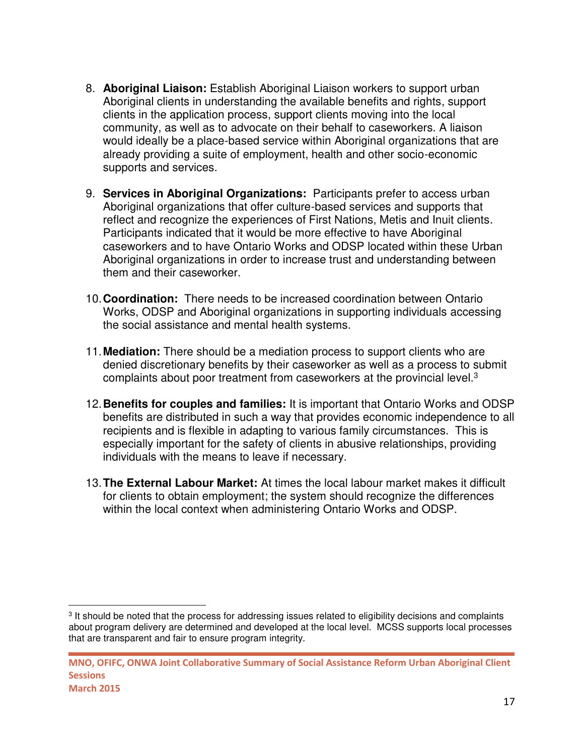8. **Aboriginal Liaison:** Establish Aboriginal Liaison workers to support urban Aboriginal clients in understanding the available benefits and rights, support clients in the application process, support clients moving into the local community, as well as to advocate on their behalf to caseworkers. A liaison would ideally be a place-based service within Aboriginal organizations that are already providing a suite of employment, health and other socio-economic supports and services.

9. **Services in Aboriginal Organizations:** Participants prefer to access urban Aboriginal organizations that offer culture-based services and supports that reflect and recognize the experiences of First Nations, Metis and Inuit clients. Participants indicated that it would be more effective to have Aboriginal caseworkers and to have Ontario Works and ODSP located within these Urban Aboriginal organizations in order to increase trust and understanding between them and their caseworker.

10. **Coordination:** There needs to be increased coordination between Ontario Works, ODSP and Aboriginal organizations in supporting individuals accessing the social assistance and mental health systems.

11. **Mediation:** There should be a mediation process to support clients who are denied discretionary benefits by their caseworker as well as a process to submit complaints about poor treatment from caseworkers at the provincial level.[3]

12. **Benefits for couples and families:** It is important that Ontario Works and ODSP benefits are distributed in such a way that provides economic independence to all recipients and is flexible in adapting to various family circumstances. This is especially important for the safety of clients in abusive relationships, providing individuals with the means to leave if necessary.

13. **The External Labour Market:** At times the local labour market makes it difficult for clients to obtain employment; the system should recognize the differences within the local context when administering Ontario Works and ODSP.

---

[3] It should be noted that the process for addressing issues related to eligibility decisions and complaints about program delivery are determined and developed at the local level. MCSS supports local processes that are transparent and fair to ensure program integrity.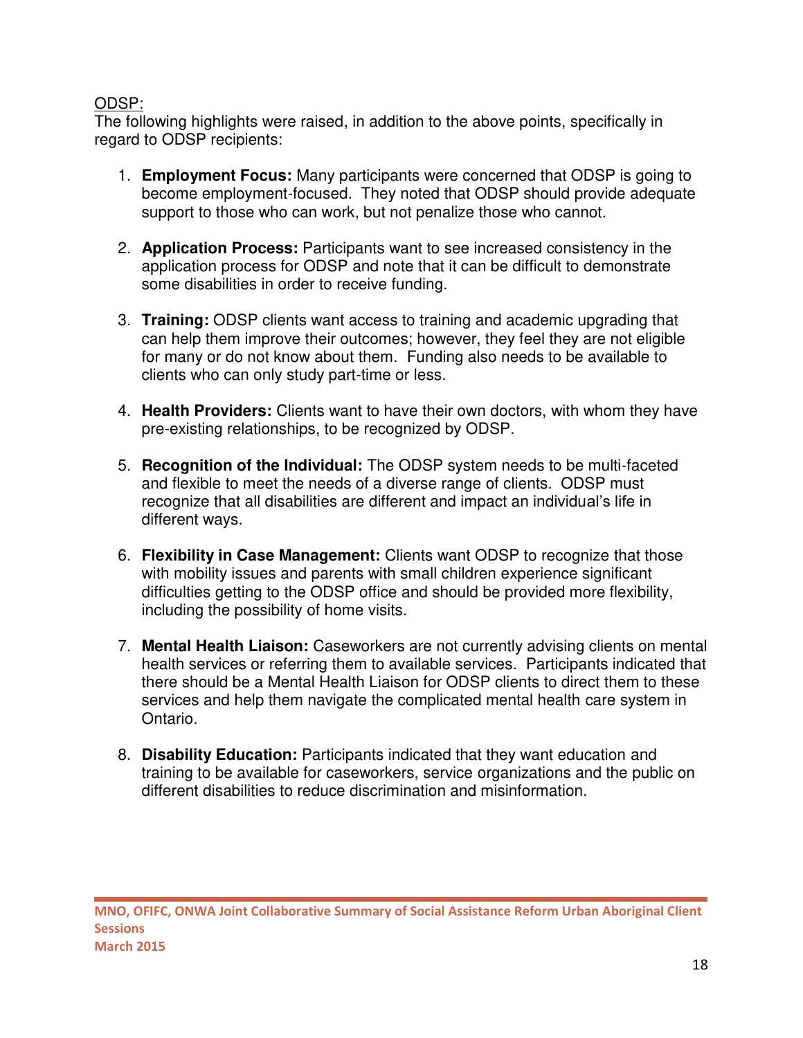ODSP:

The following highlights were raised, in addition to the above points, specifically in regard to ODSP recipients:

1. **Employment Focus:** Many participants were concerned that ODSP is going to become employment-focused. They noted that ODSP should provide adequate support to those who can work, but not penalize those who cannot.

2. **Application Process:** Participants want to see increased consistency in the application process for ODSP and note that it can be difficult to demonstrate some disabilities in order to receive funding.

3. **Training:** ODSP clients want access to training and academic upgrading that can help them improve their outcomes; however, they feel they are not eligible for many or do not know about them. Funding also needs to be available to clients who can only study part-time or less.

4. **Health Providers:** Clients want to have their own doctors, with whom they have pre-existing relationships, to be recognized by ODSP.

5. **Recognition of the Individual:** The ODSP system needs to be multi-faceted and flexible to meet the needs of a diverse range of clients. ODSP must recognize that all disabilities are different and impact an individual's life in different ways.

6. **Flexibility in Case Management:** Clients want ODSP to recognize that those with mobility issues and parents with small children experience significant difficulties getting to the ODSP office and should be provided more flexibility, including the possibility of home visits.

7. **Mental Health Liaison:** Caseworkers are not currently advising clients on mental health services or referring them to available services. Participants indicated that there should be a Mental Health Liaison for ODSP clients to direct them to these services and help them navigate the complicated mental health care system in Ontario.

8. **Disability Education:** Participants indicated that they want education and training to be available for caseworkers, service organizations and the public on different disabilities to reduce discrimination and misinformation.